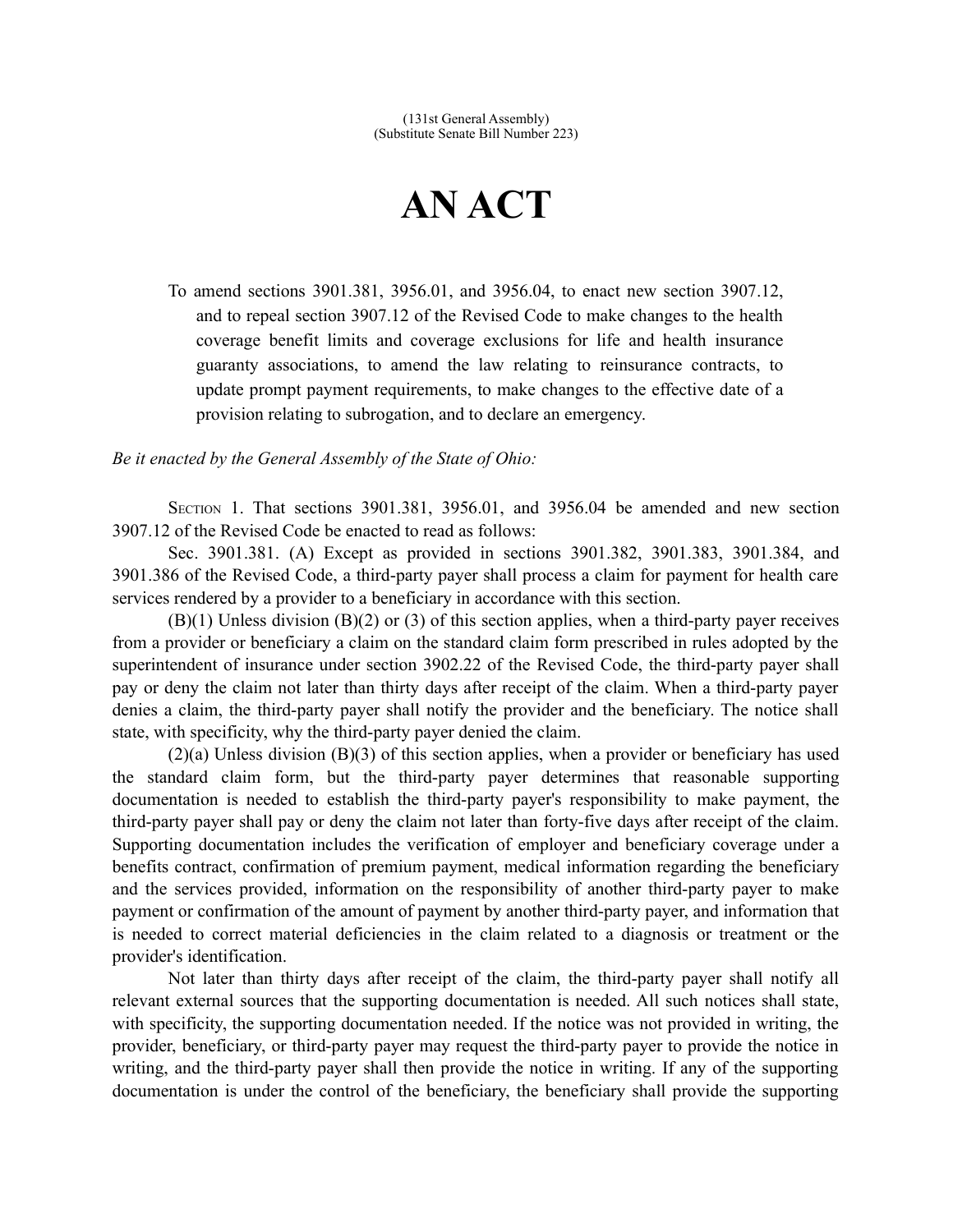(131st General Assembly)
(Substitute Senate Bill Number 223)

# AN ACT

To amend sections 3901.381, 3956.01, and 3956.04, to enact new section 3907.12, and to repeal section 3907.12 of the Revised Code to make changes to the health coverage benefit limits and coverage exclusions for life and health insurance guaranty associations, to amend the law relating to reinsurance contracts, to update prompt payment requirements, to make changes to the effective date of a provision relating to subrogation, and to declare an emergency.

*Be it enacted by the General Assembly of the State of Ohio:*

SECTION 1. That sections 3901.381, 3956.01, and 3956.04 be amended and new section 3907.12 of the Revised Code be enacted to read as follows:

Sec. 3901.381. (A) Except as provided in sections 3901.382, 3901.383, 3901.384, and 3901.386 of the Revised Code, a third-party payer shall process a claim for payment for health care services rendered by a provider to a beneficiary in accordance with this section.

(B)(1) Unless division (B)(2) or (3) of this section applies, when a third-party payer receives from a provider or beneficiary a claim on the standard claim form prescribed in rules adopted by the superintendent of insurance under section 3902.22 of the Revised Code, the third-party payer shall pay or deny the claim not later than thirty days after receipt of the claim. When a third-party payer denies a claim, the third-party payer shall notify the provider and the beneficiary. The notice shall state, with specificity, why the third-party payer denied the claim.

(2)(a) Unless division (B)(3) of this section applies, when a provider or beneficiary has used the standard claim form, but the third-party payer determines that reasonable supporting documentation is needed to establish the third-party payer's responsibility to make payment, the third-party payer shall pay or deny the claim not later than forty-five days after receipt of the claim. Supporting documentation includes the verification of employer and beneficiary coverage under a benefits contract, confirmation of premium payment, medical information regarding the beneficiary and the services provided, information on the responsibility of another third-party payer to make payment or confirmation of the amount of payment by another third-party payer, and information that is needed to correct material deficiencies in the claim related to a diagnosis or treatment or the provider's identification.

Not later than thirty days after receipt of the claim, the third-party payer shall notify all relevant external sources that the supporting documentation is needed. All such notices shall state, with specificity, the supporting documentation needed. If the notice was not provided in writing, the provider, beneficiary, or third-party payer may request the third-party payer to provide the notice in writing, and the third-party payer shall then provide the notice in writing. If any of the supporting documentation is under the control of the beneficiary, the beneficiary shall provide the supporting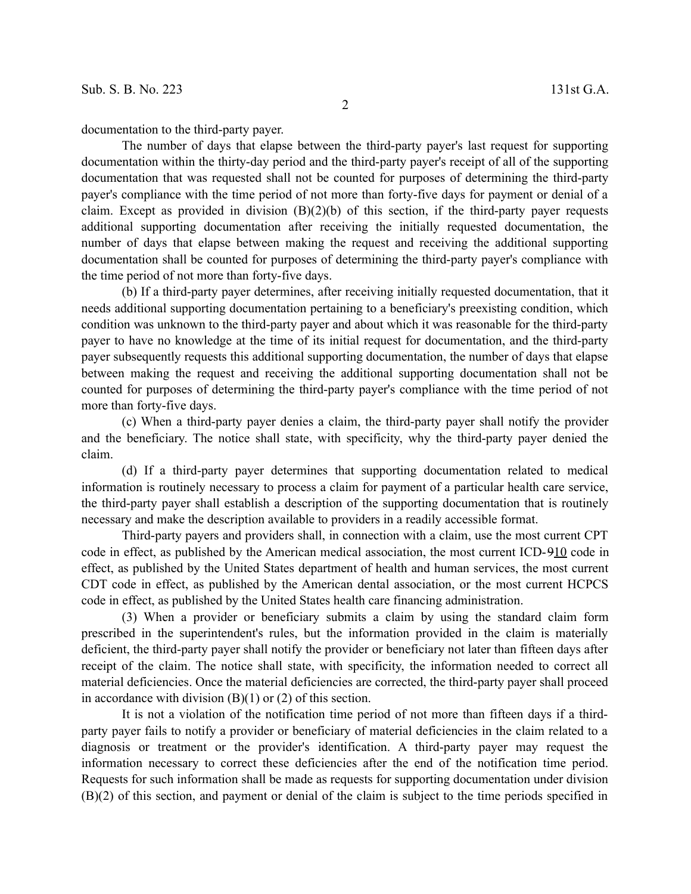documentation to the third-party payer.

The number of days that elapse between the third-party payer's last request for supporting documentation within the thirty-day period and the third-party payer's receipt of all of the supporting documentation that was requested shall not be counted for purposes of determining the third-party payer's compliance with the time period of not more than forty-five days for payment or denial of a claim. Except as provided in division (B)(2)(b) of this section, if the third-party payer requests additional supporting documentation after receiving the initially requested documentation, the number of days that elapse between making the request and receiving the additional supporting documentation shall be counted for purposes of determining the third-party payer's compliance with the time period of not more than forty-five days.

(b) If a third-party payer determines, after receiving initially requested documentation, that it needs additional supporting documentation pertaining to a beneficiary's preexisting condition, which condition was unknown to the third-party payer and about which it was reasonable for the third-party payer to have no knowledge at the time of its initial request for documentation, and the third-party payer subsequently requests this additional supporting documentation, the number of days that elapse between making the request and receiving the additional supporting documentation shall not be counted for purposes of determining the third-party payer's compliance with the time period of not more than forty-five days.

(c) When a third-party payer denies a claim, the third-party payer shall notify the provider and the beneficiary. The notice shall state, with specificity, why the third-party payer denied the claim.

(d) If a third-party payer determines that supporting documentation related to medical information is routinely necessary to process a claim for payment of a particular health care service, the third-party payer shall establish a description of the supporting documentation that is routinely necessary and make the description available to providers in a readily accessible format.

Third-party payers and providers shall, in connection with a claim, use the most current CPT code in effect, as published by the American medical association, the most current ICD-~~9~~10 code in effect, as published by the United States department of health and human services, the most current CDT code in effect, as published by the American dental association, or the most current HCPCS code in effect, as published by the United States health care financing administration.

(3) When a provider or beneficiary submits a claim by using the standard claim form prescribed in the superintendent's rules, but the information provided in the claim is materially deficient, the third-party payer shall notify the provider or beneficiary not later than fifteen days after receipt of the claim. The notice shall state, with specificity, the information needed to correct all material deficiencies. Once the material deficiencies are corrected, the third-party payer shall proceed in accordance with division (B)(1) or (2) of this section.

It is not a violation of the notification time period of not more than fifteen days if a third-party payer fails to notify a provider or beneficiary of material deficiencies in the claim related to a diagnosis or treatment or the provider's identification. A third-party payer may request the information necessary to correct these deficiencies after the end of the notification time period. Requests for such information shall be made as requests for supporting documentation under division (B)(2) of this section, and payment or denial of the claim is subject to the time periods specified in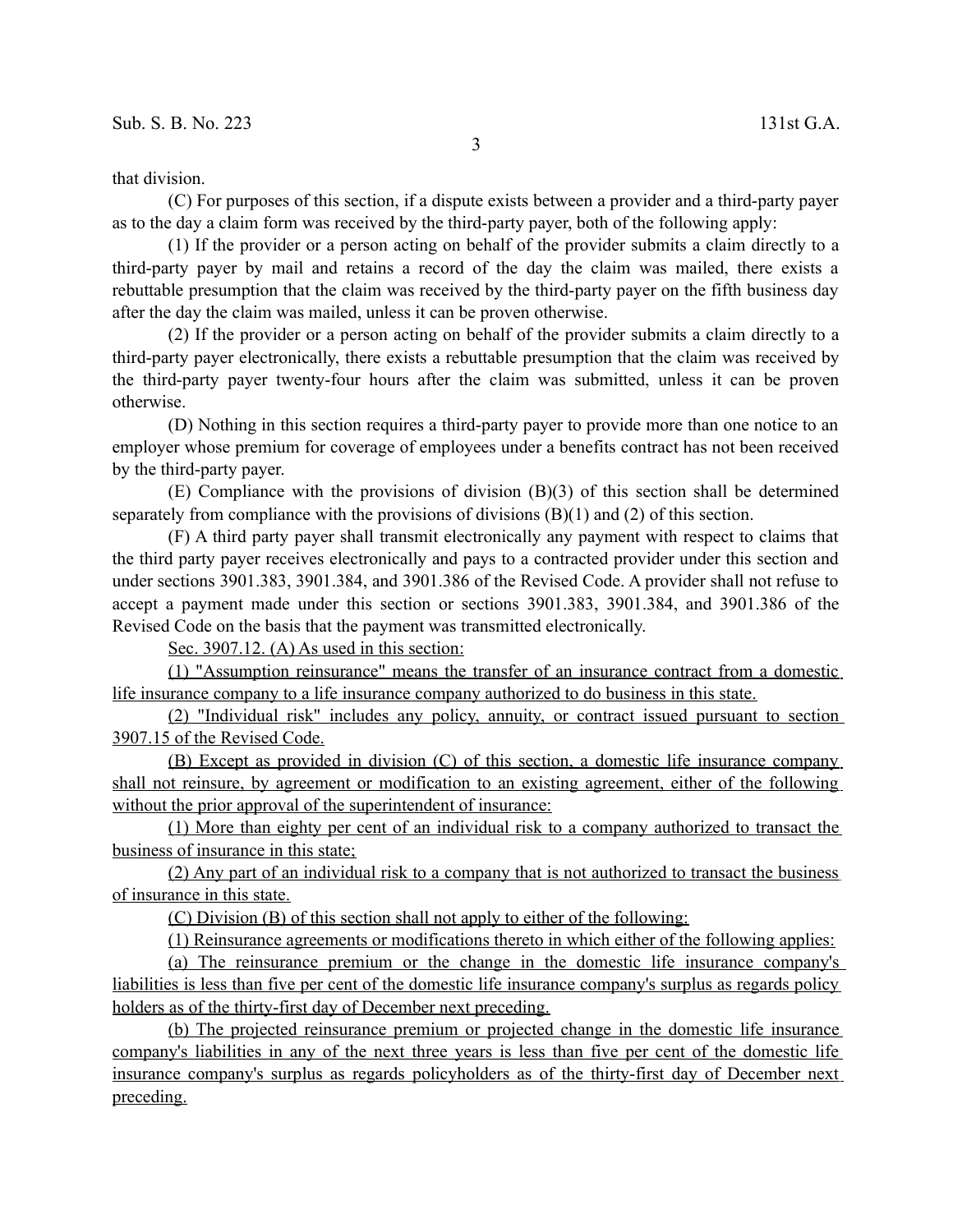that division.

(C) For purposes of this section, if a dispute exists between a provider and a third-party payer as to the day a claim form was received by the third-party payer, both of the following apply:

(1) If the provider or a person acting on behalf of the provider submits a claim directly to a third-party payer by mail and retains a record of the day the claim was mailed, there exists a rebuttable presumption that the claim was received by the third-party payer on the fifth business day after the day the claim was mailed, unless it can be proven otherwise.

(2) If the provider or a person acting on behalf of the provider submits a claim directly to a third-party payer electronically, there exists a rebuttable presumption that the claim was received by the third-party payer twenty-four hours after the claim was submitted, unless it can be proven otherwise.

(D) Nothing in this section requires a third-party payer to provide more than one notice to an employer whose premium for coverage of employees under a benefits contract has not been received by the third-party payer.

(E) Compliance with the provisions of division (B)(3) of this section shall be determined separately from compliance with the provisions of divisions (B)(1) and (2) of this section.

(F) A third party payer shall transmit electronically any payment with respect to claims that the third party payer receives electronically and pays to a contracted provider under this section and under sections 3901.383, 3901.384, and 3901.386 of the Revised Code. A provider shall not refuse to accept a payment made under this section or sections 3901.383, 3901.384, and 3901.386 of the Revised Code on the basis that the payment was transmitted electronically.

Sec. 3907.12. (A) As used in this section:

(1) "Assumption reinsurance" means the transfer of an insurance contract from a domestic life insurance company to a life insurance company authorized to do business in this state.

(2) "Individual risk" includes any policy, annuity, or contract issued pursuant to section 3907.15 of the Revised Code.

(B) Except as provided in division (C) of this section, a domestic life insurance company shall not reinsure, by agreement or modification to an existing agreement, either of the following without the prior approval of the superintendent of insurance:

(1) More than eighty per cent of an individual risk to a company authorized to transact the business of insurance in this state;

(2) Any part of an individual risk to a company that is not authorized to transact the business of insurance in this state.

(C) Division (B) of this section shall not apply to either of the following:

(1) Reinsurance agreements or modifications thereto in which either of the following applies:

(a) The reinsurance premium or the change in the domestic life insurance company's liabilities is less than five per cent of the domestic life insurance company's surplus as regards policy holders as of the thirty-first day of December next preceding.

(b) The projected reinsurance premium or projected change in the domestic life insurance company's liabilities in any of the next three years is less than five per cent of the domestic life insurance company's surplus as regards policyholders as of the thirty-first day of December next preceding.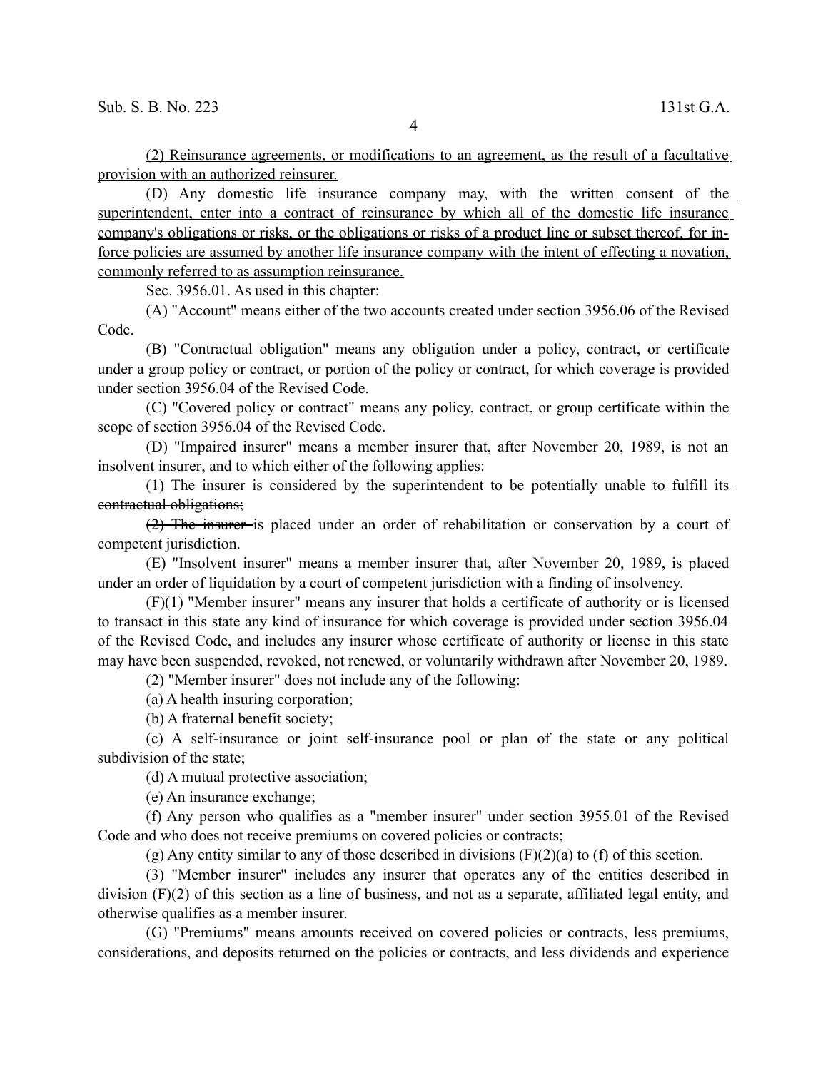(2) Reinsurance agreements, or modifications to an agreement, as the result of a facultative provision with an authorized reinsurer.

(D) Any domestic life insurance company may, with the written consent of the superintendent, enter into a contract of reinsurance by which all of the domestic life insurance company's obligations or risks, or the obligations or risks of a product line or subset thereof, for in-force policies are assumed by another life insurance company with the intent of effecting a novation, commonly referred to as assumption reinsurance.

Sec. 3956.01. As used in this chapter:

(A) "Account" means either of the two accounts created under section 3956.06 of the Revised Code.

(B) "Contractual obligation" means any obligation under a policy, contract, or certificate under a group policy or contract, or portion of the policy or contract, for which coverage is provided under section 3956.04 of the Revised Code.

(C) "Covered policy or contract" means any policy, contract, or group certificate within the scope of section 3956.04 of the Revised Code.

(D) "Impaired insurer" means a member insurer that, after November 20, 1989, is not an insolvent insurer~~,~~ and ~~to which either of the following applies:~~

~~(1) The insurer is considered by the superintendent to be potentially unable to fulfill its contractual obligations;~~

~~(2) The insurer~~ is placed under an order of rehabilitation or conservation by a court of competent jurisdiction.

(E) "Insolvent insurer" means a member insurer that, after November 20, 1989, is placed under an order of liquidation by a court of competent jurisdiction with a finding of insolvency.

(F)(1) "Member insurer" means any insurer that holds a certificate of authority or is licensed to transact in this state any kind of insurance for which coverage is provided under section 3956.04 of the Revised Code, and includes any insurer whose certificate of authority or license in this state may have been suspended, revoked, not renewed, or voluntarily withdrawn after November 20, 1989.

(2) "Member insurer" does not include any of the following:

(a) A health insuring corporation;

(b) A fraternal benefit society;

(c) A self-insurance or joint self-insurance pool or plan of the state or any political subdivision of the state;

(d) A mutual protective association;

(e) An insurance exchange;

(f) Any person who qualifies as a "member insurer" under section 3955.01 of the Revised Code and who does not receive premiums on covered policies or contracts;

(g) Any entity similar to any of those described in divisions (F)(2)(a) to (f) of this section.

(3) "Member insurer" includes any insurer that operates any of the entities described in division (F)(2) of this section as a line of business, and not as a separate, affiliated legal entity, and otherwise qualifies as a member insurer.

(G) "Premiums" means amounts received on covered policies or contracts, less premiums, considerations, and deposits returned on the policies or contracts, and less dividends and experience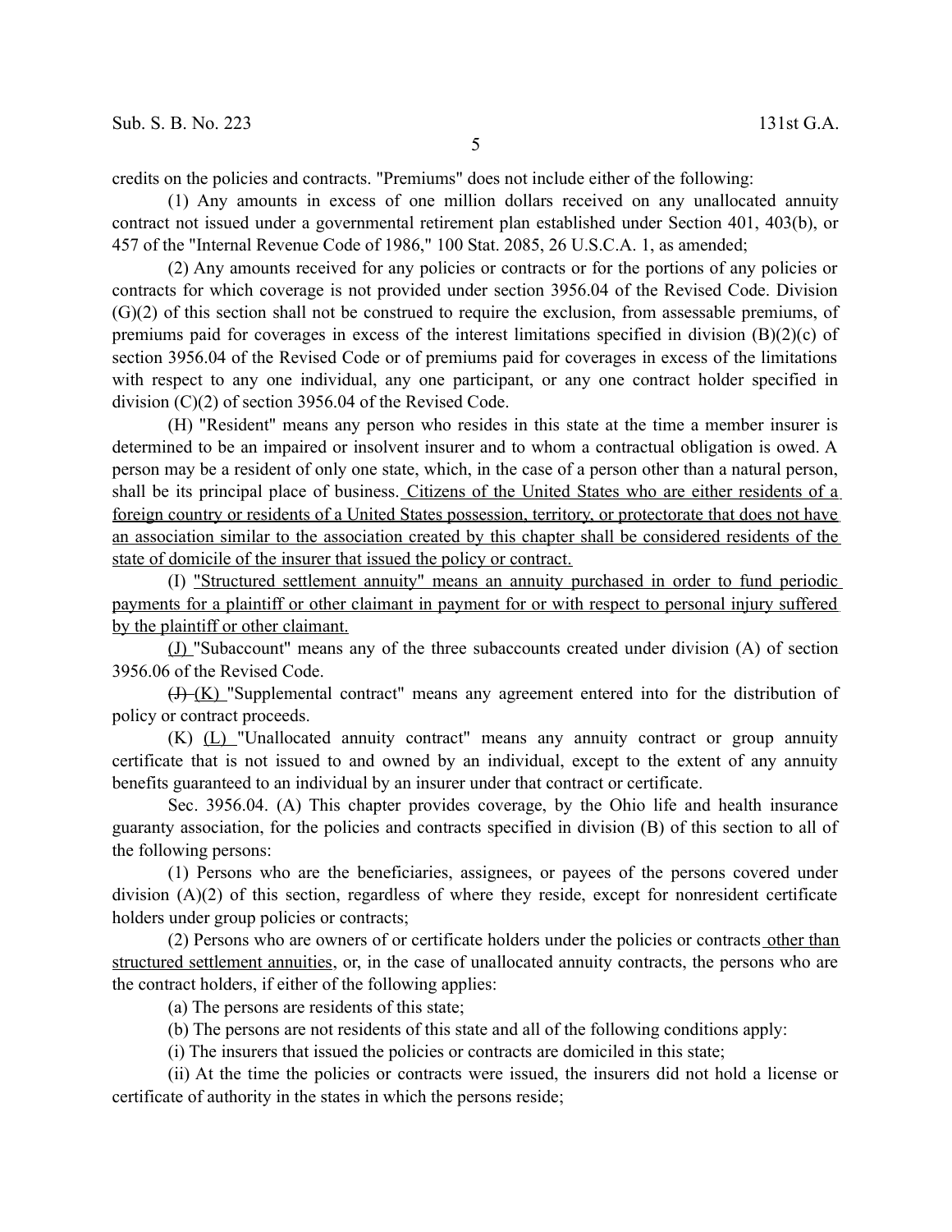credits on the policies and contracts. "Premiums" does not include either of the following:

(1) Any amounts in excess of one million dollars received on any unallocated annuity contract not issued under a governmental retirement plan established under Section 401, 403(b), or 457 of the "Internal Revenue Code of 1986," 100 Stat. 2085, 26 U.S.C.A. 1, as amended;

(2) Any amounts received for any policies or contracts or for the portions of any policies or contracts for which coverage is not provided under section 3956.04 of the Revised Code. Division (G)(2) of this section shall not be construed to require the exclusion, from assessable premiums, of premiums paid for coverages in excess of the interest limitations specified in division (B)(2)(c) of section 3956.04 of the Revised Code or of premiums paid for coverages in excess of the limitations with respect to any one individual, any one participant, or any one contract holder specified in division (C)(2) of section 3956.04 of the Revised Code.

(H) "Resident" means any person who resides in this state at the time a member insurer is determined to be an impaired or insolvent insurer and to whom a contractual obligation is owed. A person may be a resident of only one state, which, in the case of a person other than a natural person, shall be its principal place of business. Citizens of the United States who are either residents of a foreign country or residents of a United States possession, territory, or protectorate that does not have an association similar to the association created by this chapter shall be considered residents of the state of domicile of the insurer that issued the policy or contract.

(I) "Structured settlement annuity" means an annuity purchased in order to fund periodic payments for a plaintiff or other claimant in payment for or with respect to personal injury suffered by the plaintiff or other claimant.

(J) "Subaccount" means any of the three subaccounts created under division (A) of section 3956.06 of the Revised Code.

~~(J)~~ (K) "Supplemental contract" means any agreement entered into for the distribution of policy or contract proceeds.

~~(K)~~ (L) "Unallocated annuity contract" means any annuity contract or group annuity certificate that is not issued to and owned by an individual, except to the extent of any annuity benefits guaranteed to an individual by an insurer under that contract or certificate.

Sec. 3956.04. (A) This chapter provides coverage, by the Ohio life and health insurance guaranty association, for the policies and contracts specified in division (B) of this section to all of the following persons:

(1) Persons who are the beneficiaries, assignees, or payees of the persons covered under division (A)(2) of this section, regardless of where they reside, except for nonresident certificate holders under group policies or contracts;

(2) Persons who are owners of or certificate holders under the policies or contracts other than structured settlement annuities, or, in the case of unallocated annuity contracts, the persons who are the contract holders, if either of the following applies:

(a) The persons are residents of this state;

(b) The persons are not residents of this state and all of the following conditions apply:

(i) The insurers that issued the policies or contracts are domiciled in this state;

(ii) At the time the policies or contracts were issued, the insurers did not hold a license or certificate of authority in the states in which the persons reside;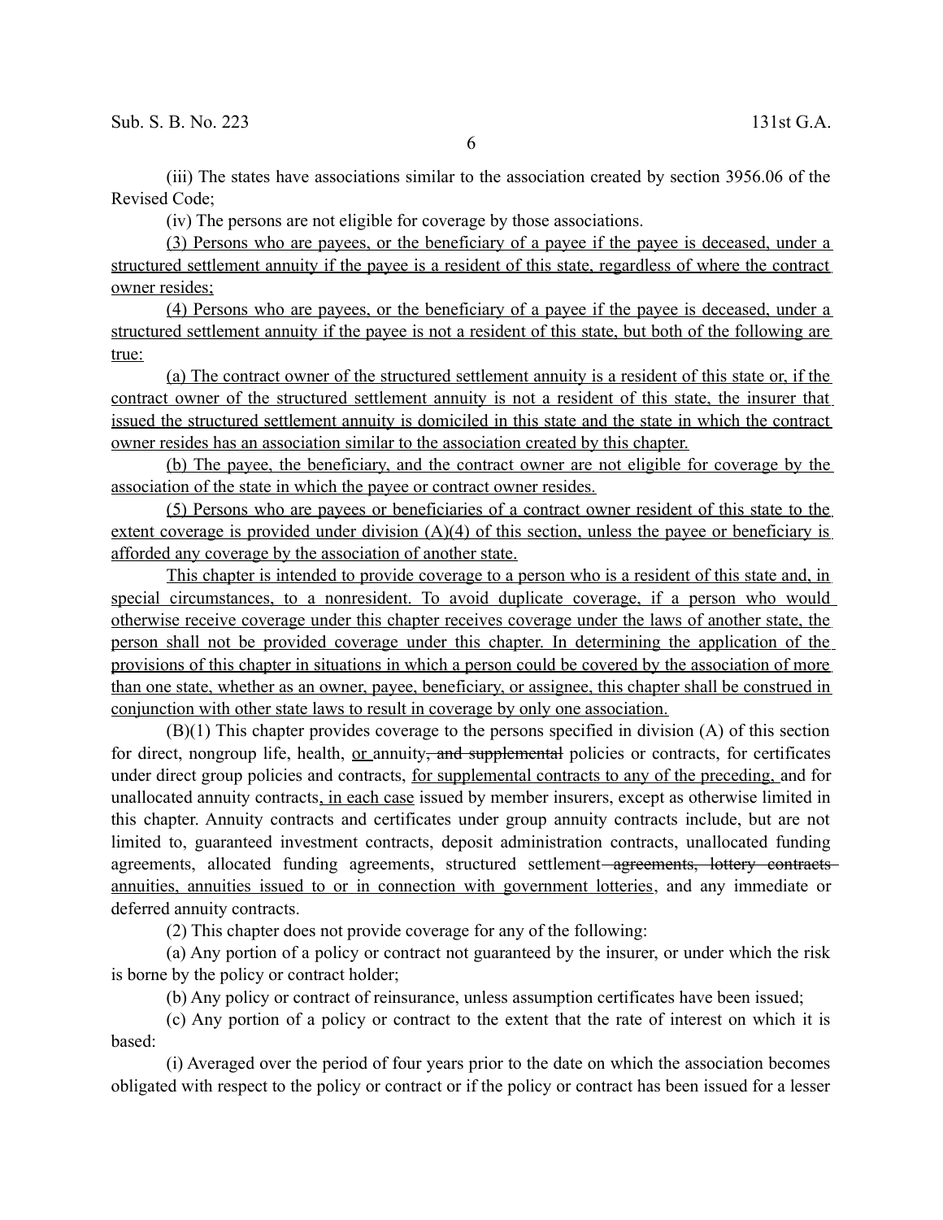(iii) The states have associations similar to the association created by section 3956.06 of the Revised Code;

(iv) The persons are not eligible for coverage by those associations.

<u>(3) Persons who are payees, or the beneficiary of a payee if the payee is deceased, under a structured settlement annuity if the payee is a resident of this state, regardless of where the contract owner resides;</u>

<u>(4) Persons who are payees, or the beneficiary of a payee if the payee is deceased, under a structured settlement annuity if the payee is not a resident of this state, but both of the following are true:</u>

<u>(a) The contract owner of the structured settlement annuity is a resident of this state or, if the contract owner of the structured settlement annuity is not a resident of this state, the insurer that issued the structured settlement annuity is domiciled in this state and the state in which the contract owner resides has an association similar to the association created by this chapter.</u>

<u>(b) The payee, the beneficiary, and the contract owner are not eligible for coverage by the association of the state in which the payee or contract owner resides.</u>

<u>(5) Persons who are payees or beneficiaries of a contract owner resident of this state to the extent coverage is provided under division (A)(4) of this section, unless the payee or beneficiary is afforded any coverage by the association of another state.</u>

<u>This chapter is intended to provide coverage to a person who is a resident of this state and, in special circumstances, to a nonresident. To avoid duplicate coverage, if a person who would otherwise receive coverage under this chapter receives coverage under the laws of another state, the person shall not be provided coverage under this chapter. In determining the application of the provisions of this chapter in situations in which a person could be covered by the association of more than one state, whether as an owner, payee, beneficiary, or assignee, this chapter shall be construed in conjunction with other state laws to result in coverage by only one association.</u>

(B)(1) This chapter provides coverage to the persons specified in division (A) of this section for direct, nongroup life, health, <u>or</u> annuity~~, and supplemental~~ policies or contracts, for certificates under direct group policies and contracts, <u>for supplemental contracts to any of the preceding,</u> and for unallocated annuity contracts<u>, in each case</u> issued by member insurers, except as otherwise limited in this chapter. Annuity contracts and certificates under group annuity contracts include, but are not limited to, guaranteed investment contracts, deposit administration contracts, unallocated funding agreements, allocated funding agreements, structured settlement ~~agreements, lottery contracts~~ <u>annuities, annuities issued to or in connection with government lotteries</u>, and any immediate or deferred annuity contracts.

(2) This chapter does not provide coverage for any of the following:

(a) Any portion of a policy or contract not guaranteed by the insurer, or under which the risk is borne by the policy or contract holder;

(b) Any policy or contract of reinsurance, unless assumption certificates have been issued;

(c) Any portion of a policy or contract to the extent that the rate of interest on which it is based:

(i) Averaged over the period of four years prior to the date on which the association becomes obligated with respect to the policy or contract or if the policy or contract has been issued for a lesser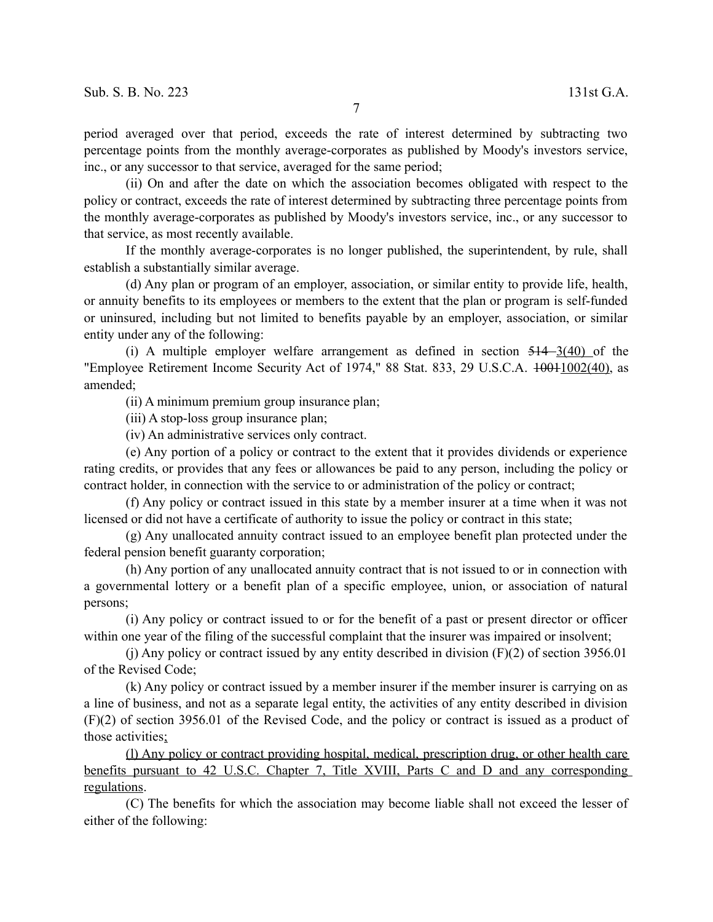period averaged over that period, exceeds the rate of interest determined by subtracting two percentage points from the monthly average-corporates as published by Moody's investors service, inc., or any successor to that service, averaged for the same period;

(ii) On and after the date on which the association becomes obligated with respect to the policy or contract, exceeds the rate of interest determined by subtracting three percentage points from the monthly average-corporates as published by Moody's investors service, inc., or any successor to that service, as most recently available.

If the monthly average-corporates is no longer published, the superintendent, by rule, shall establish a substantially similar average.

(d) Any plan or program of an employer, association, or similar entity to provide life, health, or annuity benefits to its employees or members to the extent that the plan or program is self-funded or uninsured, including but not limited to benefits payable by an employer, association, or similar entity under any of the following:

(i) A multiple employer welfare arrangement as defined in section ~~514~~ <u>3(40)</u> of the "Employee Retirement Income Security Act of 1974," 88 Stat. 833, 29 U.S.C.A. ~~1001~~<u>1002(40)</u>, as amended;

(ii) A minimum premium group insurance plan;

(iii) A stop-loss group insurance plan;

(iv) An administrative services only contract.

(e) Any portion of a policy or contract to the extent that it provides dividends or experience rating credits, or provides that any fees or allowances be paid to any person, including the policy or contract holder, in connection with the service to or administration of the policy or contract;

(f) Any policy or contract issued in this state by a member insurer at a time when it was not licensed or did not have a certificate of authority to issue the policy or contract in this state;

(g) Any unallocated annuity contract issued to an employee benefit plan protected under the federal pension benefit guaranty corporation;

(h) Any portion of any unallocated annuity contract that is not issued to or in connection with a governmental lottery or a benefit plan of a specific employee, union, or association of natural persons;

(i) Any policy or contract issued to or for the benefit of a past or present director or officer within one year of the filing of the successful complaint that the insurer was impaired or insolvent;

(j) Any policy or contract issued by any entity described in division (F)(2) of section 3956.01 of the Revised Code;

(k) Any policy or contract issued by a member insurer if the member insurer is carrying on as a line of business, and not as a separate legal entity, the activities of any entity described in division (F)(2) of section 3956.01 of the Revised Code, and the policy or contract is issued as a product of those activities<u>;</u>

<u>(l) Any policy or contract providing hospital, medical, prescription drug, or other health care benefits pursuant to 42 U.S.C. Chapter 7, Title XVIII, Parts C and D and any corresponding regulations</u>.

(C) The benefits for which the association may become liable shall not exceed the lesser of either of the following: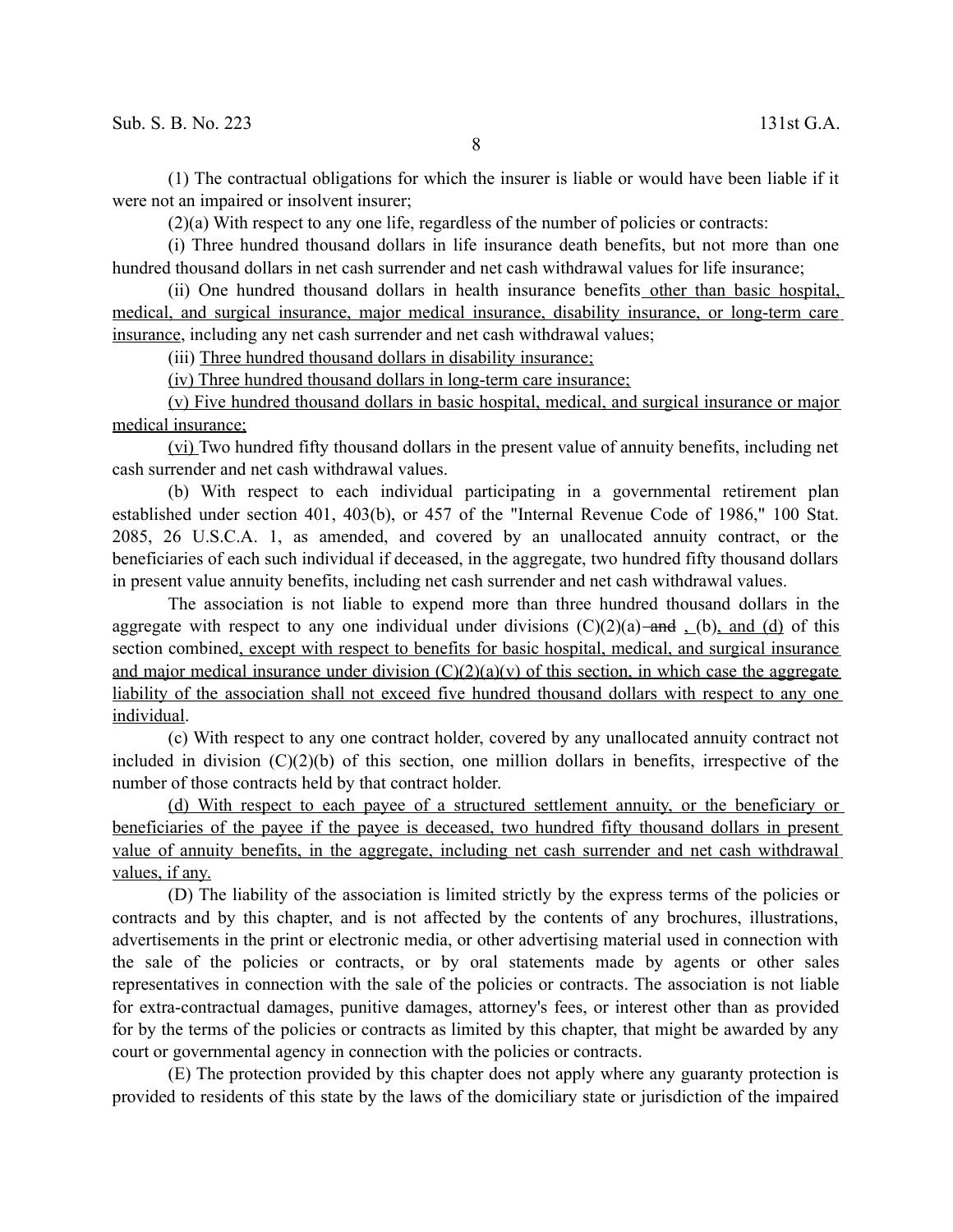(1) The contractual obligations for which the insurer is liable or would have been liable if it were not an impaired or insolvent insurer;

(2)(a) With respect to any one life, regardless of the number of policies or contracts:

(i) Three hundred thousand dollars in life insurance death benefits, but not more than one hundred thousand dollars in net cash surrender and net cash withdrawal values for life insurance;

(ii) One hundred thousand dollars in health insurance benefits other than basic hospital, medical, and surgical insurance, major medical insurance, disability insurance, or long-term care insurance, including any net cash surrender and net cash withdrawal values;

(iii) Three hundred thousand dollars in disability insurance;

(iv) Three hundred thousand dollars in long-term care insurance;

(v) Five hundred thousand dollars in basic hospital, medical, and surgical insurance or major medical insurance;

(vi) Two hundred fifty thousand dollars in the present value of annuity benefits, including net cash surrender and net cash withdrawal values.

(b) With respect to each individual participating in a governmental retirement plan established under section 401, 403(b), or 457 of the "Internal Revenue Code of 1986," 100 Stat. 2085, 26 U.S.C.A. 1, as amended, and covered by an unallocated annuity contract, or the beneficiaries of each such individual if deceased, in the aggregate, two hundred fifty thousand dollars in present value annuity benefits, including net cash surrender and net cash withdrawal values.

The association is not liable to expend more than three hundred thousand dollars in the aggregate with respect to any one individual under divisions (C)(2)(a) ~~and~~ , (b), and (d) of this section combined, except with respect to benefits for basic hospital, medical, and surgical insurance and major medical insurance under division (C)(2)(a)(v) of this section, in which case the aggregate liability of the association shall not exceed five hundred thousand dollars with respect to any one individual.

(c) With respect to any one contract holder, covered by any unallocated annuity contract not included in division (C)(2)(b) of this section, one million dollars in benefits, irrespective of the number of those contracts held by that contract holder.

(d) With respect to each payee of a structured settlement annuity, or the beneficiary or beneficiaries of the payee if the payee is deceased, two hundred fifty thousand dollars in present value of annuity benefits, in the aggregate, including net cash surrender and net cash withdrawal values, if any.

(D) The liability of the association is limited strictly by the express terms of the policies or contracts and by this chapter, and is not affected by the contents of any brochures, illustrations, advertisements in the print or electronic media, or other advertising material used in connection with the sale of the policies or contracts, or by oral statements made by agents or other sales representatives in connection with the sale of the policies or contracts. The association is not liable for extra-contractual damages, punitive damages, attorney's fees, or interest other than as provided for by the terms of the policies or contracts as limited by this chapter, that might be awarded by any court or governmental agency in connection with the policies or contracts.

(E) The protection provided by this chapter does not apply where any guaranty protection is provided to residents of this state by the laws of the domiciliary state or jurisdiction of the impaired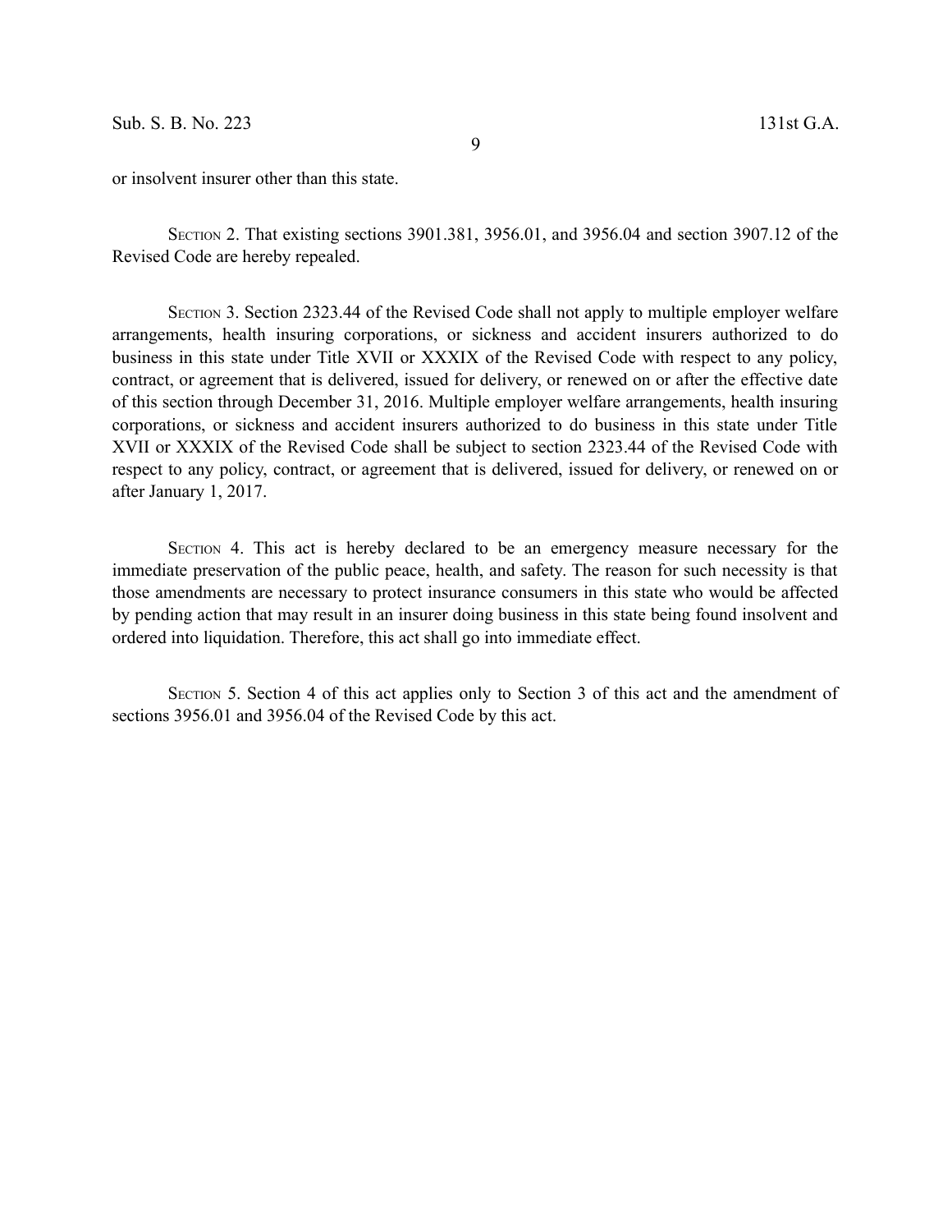or insolvent insurer other than this state.

SECTION 2. That existing sections 3901.381, 3956.01, and 3956.04 and section 3907.12 of the Revised Code are hereby repealed.

SECTION 3. Section 2323.44 of the Revised Code shall not apply to multiple employer welfare arrangements, health insuring corporations, or sickness and accident insurers authorized to do business in this state under Title XVII or XXXIX of the Revised Code with respect to any policy, contract, or agreement that is delivered, issued for delivery, or renewed on or after the effective date of this section through December 31, 2016. Multiple employer welfare arrangements, health insuring corporations, or sickness and accident insurers authorized to do business in this state under Title XVII or XXXIX of the Revised Code shall be subject to section 2323.44 of the Revised Code with respect to any policy, contract, or agreement that is delivered, issued for delivery, or renewed on or after January 1, 2017.

SECTION 4. This act is hereby declared to be an emergency measure necessary for the immediate preservation of the public peace, health, and safety. The reason for such necessity is that those amendments are necessary to protect insurance consumers in this state who would be affected by pending action that may result in an insurer doing business in this state being found insolvent and ordered into liquidation. Therefore, this act shall go into immediate effect.

SECTION 5. Section 4 of this act applies only to Section 3 of this act and the amendment of sections 3956.01 and 3956.04 of the Revised Code by this act.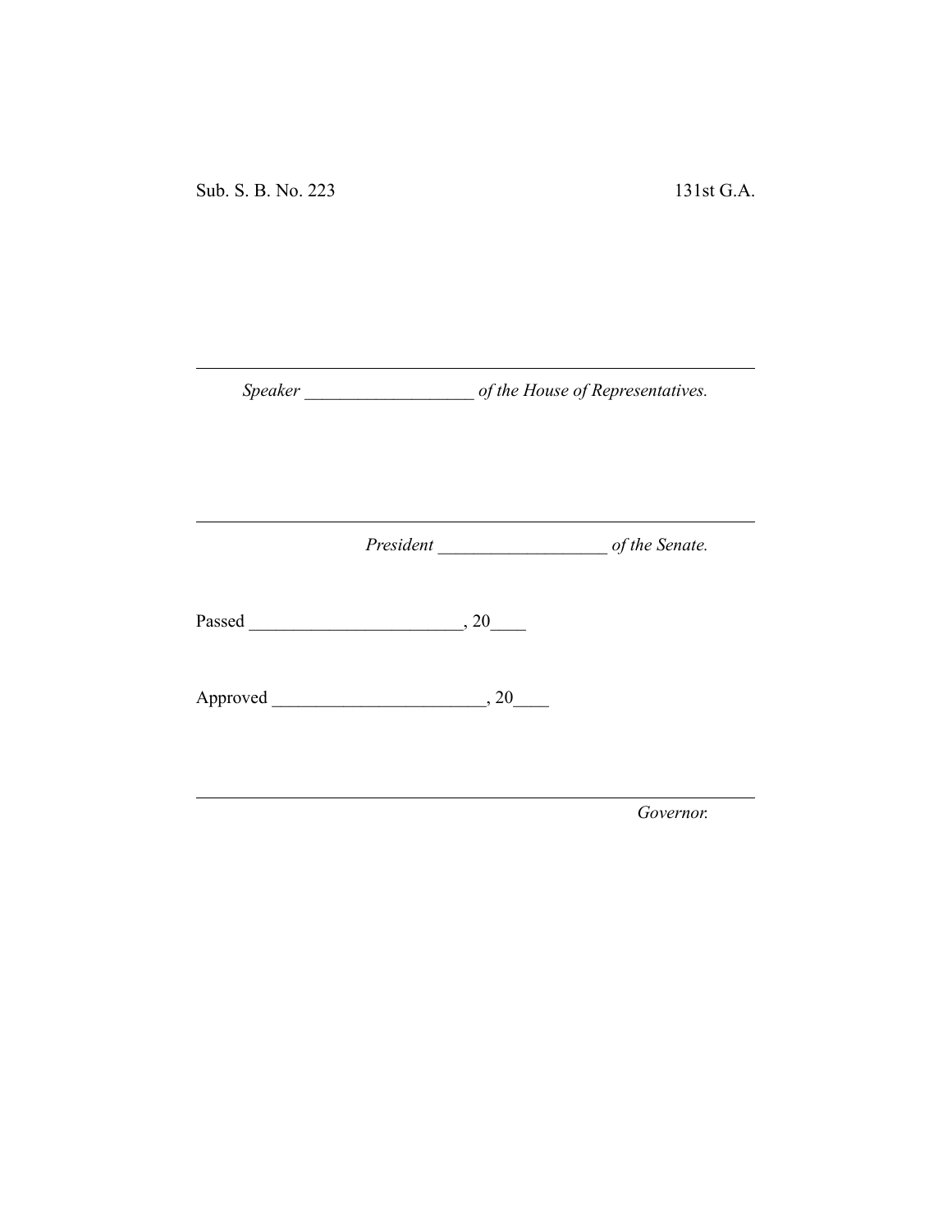Sub. S. B. No. 223 131st G.A.

---

*Speaker* ___________________ *of the House of Representatives.*

---

*President* ___________________ *of the Senate.*

Passed ________________________, 20____

Approved ________________________, 20____

---

*Governor.*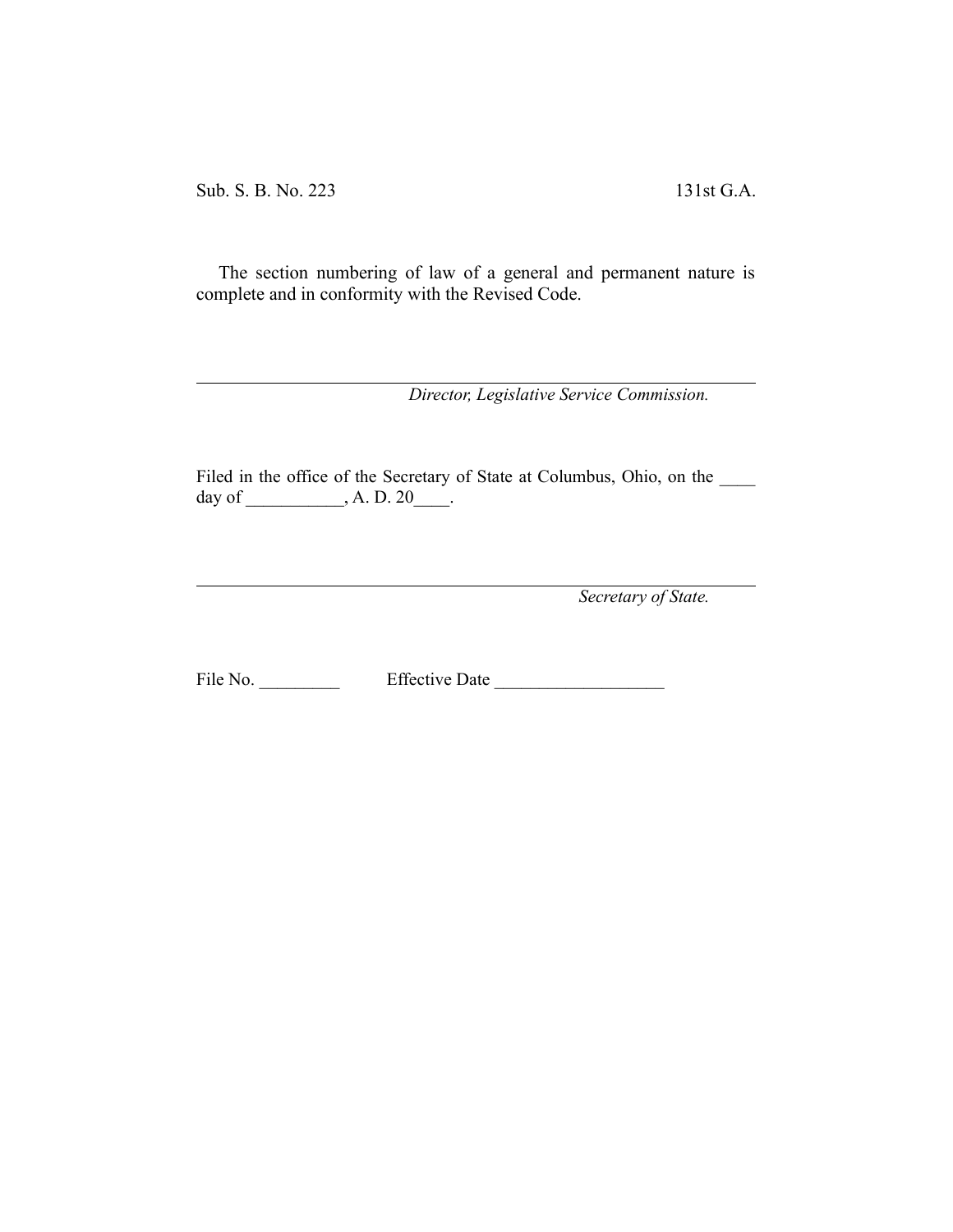Sub. S. B. No. 223 131st G.A.

The section numbering of law of a general and permanent nature is complete and in conformity with the Revised Code.

______________________________________

*Director, Legislative Service Commission.*

Filed in the office of the Secretary of State at Columbus, Ohio, on the ____ day of ___________, A. D. 20____.

______________________________________

*Secretary of State.*

File No. _________ Effective Date ___________________